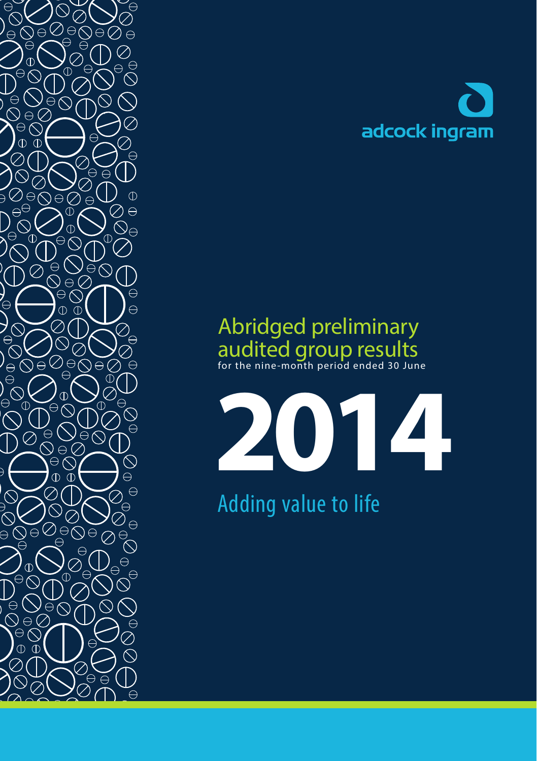adcock ingram

# Abridged preliminary audited group results

for the nine-month period ended 30 June

# 2014

Adding value to life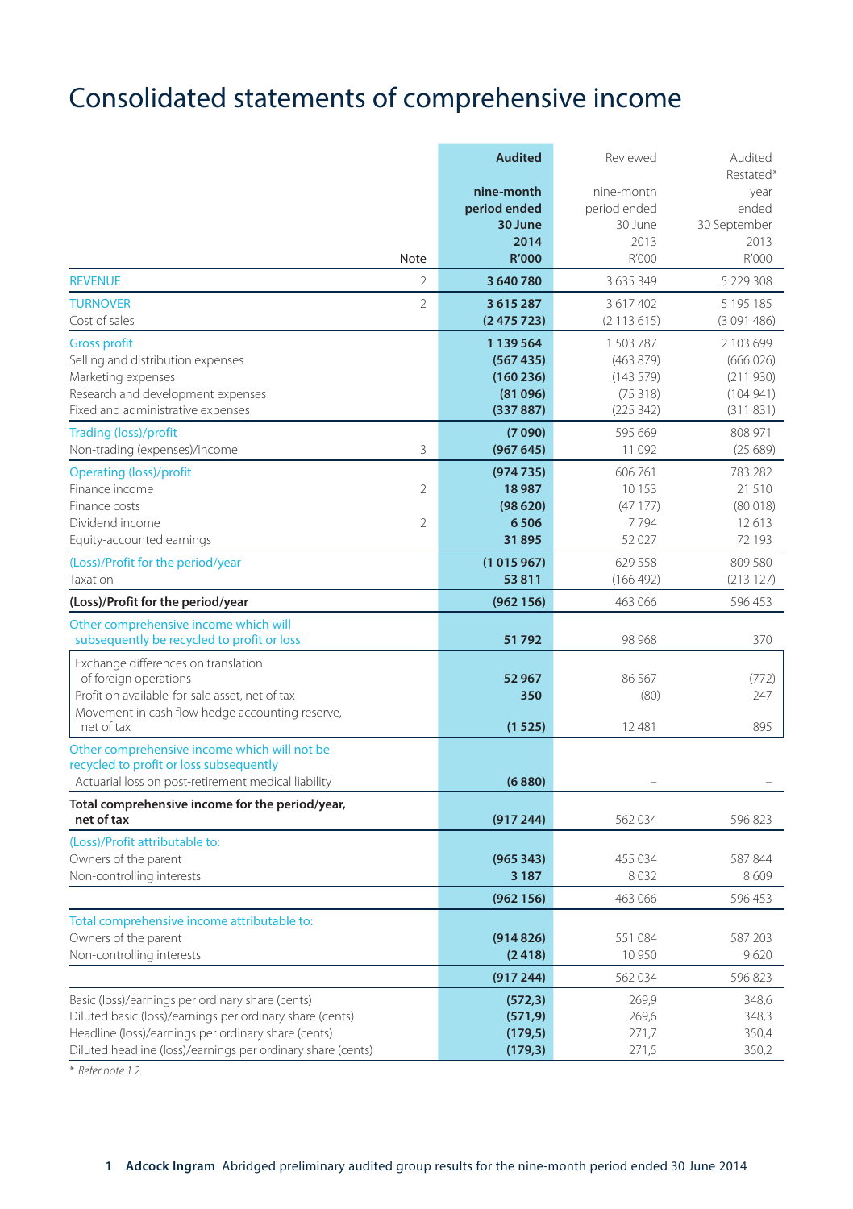# Consolidated statements of comprehensive income

| | Note | **Audited nine-month period ended 30 June 2014 R'000** | Reviewed nine-month period ended 30 June 2013 R'000 | Audited Restated* year ended 30 September 2013 R'000 |
|---|---|---|---|---|
| REVENUE | 2 | **3 640 780** | 3 635 349 | 5 229 308 |
| TURNOVER | 2 | **3 615 287** | 3 617 402 | 5 195 185 |
| Cost of sales | | **(2 475 723)** | (2 113 615) | (3 091 486) |
| Gross profit | | **1 139 564** | 1 503 787 | 2 103 699 |
| Selling and distribution expenses | | **(567 435)** | (463 879) | (666 026) |
| Marketing expenses | | **(160 236)** | (143 579) | (211 930) |
| Research and development expenses | | **(81 096)** | (75 318) | (104 941) |
| Fixed and administrative expenses | | **(337 887)** | (225 342) | (311 831) |
| Trading (loss)/profit | | **(7 090)** | 595 669 | 808 971 |
| Non-trading (expenses)/income | 3 | **(967 645)** | 11 092 | (25 689) |
| Operating (loss)/profit | | **(974 735)** | 606 761 | 783 282 |
| Finance income | 2 | **18 987** | 10 153 | 21 510 |
| Finance costs | | **(98 620)** | (47 177) | (80 018) |
| Dividend income | 2 | **6 506** | 7 794 | 12 613 |
| Equity-accounted earnings | | **31 895** | 52 027 | 72 193 |
| (Loss)/Profit for the period/year | | **(1 015 967)** | 629 558 | 809 580 |
| Taxation | | **53 811** | (166 492) | (213 127) |
| **(Loss)/Profit for the period/year** | | **(962 156)** | 463 066 | 596 453 |
| Other comprehensive income which will subsequently be recycled to profit or loss | | **51 792** | 98 968 | 370 |
| Exchange differences on translation of foreign operations | | **52 967** | 86 567 | (772) |
| Profit on available-for-sale asset, net of tax | | **350** | (80) | 247 |
| Movement in cash flow hedge accounting reserve, net of tax | | **(1 525)** | 12 481 | 895 |
| Other comprehensive income which will not be recycled to profit or loss subsequently | | | | |
| Actuarial loss on post-retirement medical liability | | **(6 880)** | – | – |
| **Total comprehensive income for the period/year, net of tax** | | **(917 244)** | 562 034 | 596 823 |
| (Loss)/Profit attributable to: | | | | |
| Owners of the parent | | **(965 343)** | 455 034 | 587 844 |
| Non-controlling interests | | **3 187** | 8 032 | 8 609 |
| | | **(962 156)** | 463 066 | 596 453 |
| Total comprehensive income attributable to: | | | | |
| Owners of the parent | | **(914 826)** | 551 084 | 587 203 |
| Non-controlling interests | | **(2 418)** | 10 950 | 9 620 |
| | | **(917 244)** | 562 034 | 596 823 |
| Basic (loss)/earnings per ordinary share (cents) | | **(572,3)** | 269,9 | 348,6 |
| Diluted basic (loss)/earnings per ordinary share (cents) | | **(571,9)** | 269,6 | 348,3 |
| Headline (loss)/earnings per ordinary share (cents) | | **(179,5)** | 271,7 | 350,4 |
| Diluted headline (loss)/earnings per ordinary share (cents) | | **(179,3)** | 271,5 | 350,2 |

*\* Refer note 1.2.*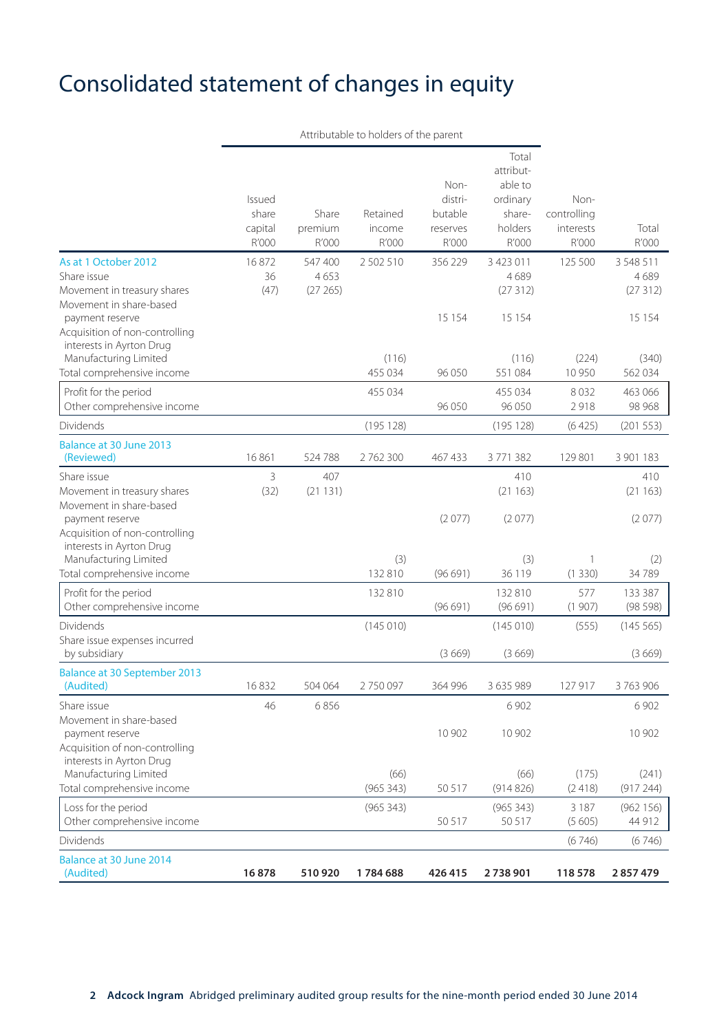# Consolidated statement of changes in equity

| | Attributable to holders of the parent | | | | | | |
|---|---|---|---|---|---|---|---|
| | Issued share capital R'000 | Share premium R'000 | Retained income R'000 | Non-distributable reserves R'000 | Total attributable to ordinary shareholders R'000 | Non-controlling interests R'000 | Total R'000 |
| As at 1 October 2012 | 16 872 | 547 400 | 2 502 510 | 356 229 | 3 423 011 | 125 500 | 3 548 511 |
| Share issue | 36 | 4 653 | | | 4 689 | | 4 689 |
| Movement in treasury shares | (47) | (27 265) | | | (27 312) | | (27 312) |
| Movement in share-based payment reserve | | | | 15 154 | 15 154 | | 15 154 |
| Acquisition of non-controlling interests in Ayrton Drug Manufacturing Limited | | | (116) | | (116) | (224) | (340) |
| Total comprehensive income | | | 455 034 | 96 050 | 551 084 | 10 950 | 562 034 |
| Profit for the period | | | 455 034 | | 455 034 | 8 032 | 463 066 |
| Other comprehensive income | | | | 96 050 | 96 050 | 2 918 | 98 968 |
| Dividends | | | (195 128) | | (195 128) | (6 425) | (201 553) |
| Balance at 30 June 2013 (Reviewed) | 16 861 | 524 788 | 2 762 300 | 467 433 | 3 771 382 | 129 801 | 3 901 183 |
| Share issue | 3 | 407 | | | 410 | | 410 |
| Movement in treasury shares | (32) | (21 131) | | | (21 163) | | (21 163) |
| Movement in share-based payment reserve | | | | (2 077) | (2 077) | | (2 077) |
| Acquisition of non-controlling interests in Ayrton Drug Manufacturing Limited | | | (3) | | (3) | 1 | (2) |
| Total comprehensive income | | | 132 810 | (96 691) | 36 119 | (1 330) | 34 789 |
| Profit for the period | | | 132 810 | | 132 810 | 577 | 133 387 |
| Other comprehensive income | | | | (96 691) | (96 691) | (1 907) | (98 598) |
| Dividends | | | (145 010) | | (145 010) | (555) | (145 565) |
| Share issue expenses incurred by subsidiary | | | | (3 669) | (3 669) | | (3 669) |
| Balance at 30 September 2013 (Audited) | 16 832 | 504 064 | 2 750 097 | 364 996 | 3 635 989 | 127 917 | 3 763 906 |
| Share issue | 46 | 6 856 | | | 6 902 | | 6 902 |
| Movement in share-based payment reserve | | | | 10 902 | 10 902 | | 10 902 |
| Acquisition of non-controlling interests in Ayrton Drug Manufacturing Limited | | | (66) | | (66) | (175) | (241) |
| Total comprehensive income | | | (965 343) | 50 517 | (914 826) | (2 418) | (917 244) |
| Loss for the period | | | (965 343) | | (965 343) | 3 187 | (962 156) |
| Other comprehensive income | | | | 50 517 | 50 517 | (5 605) | 44 912 |
| Dividends | | | | | | (6 746) | (6 746) |
| **Balance at 30 June 2014 (Audited)** | **16 878** | **510 920** | **1 784 688** | **426 415** | **2 738 901** | **118 578** | **2 857 479** |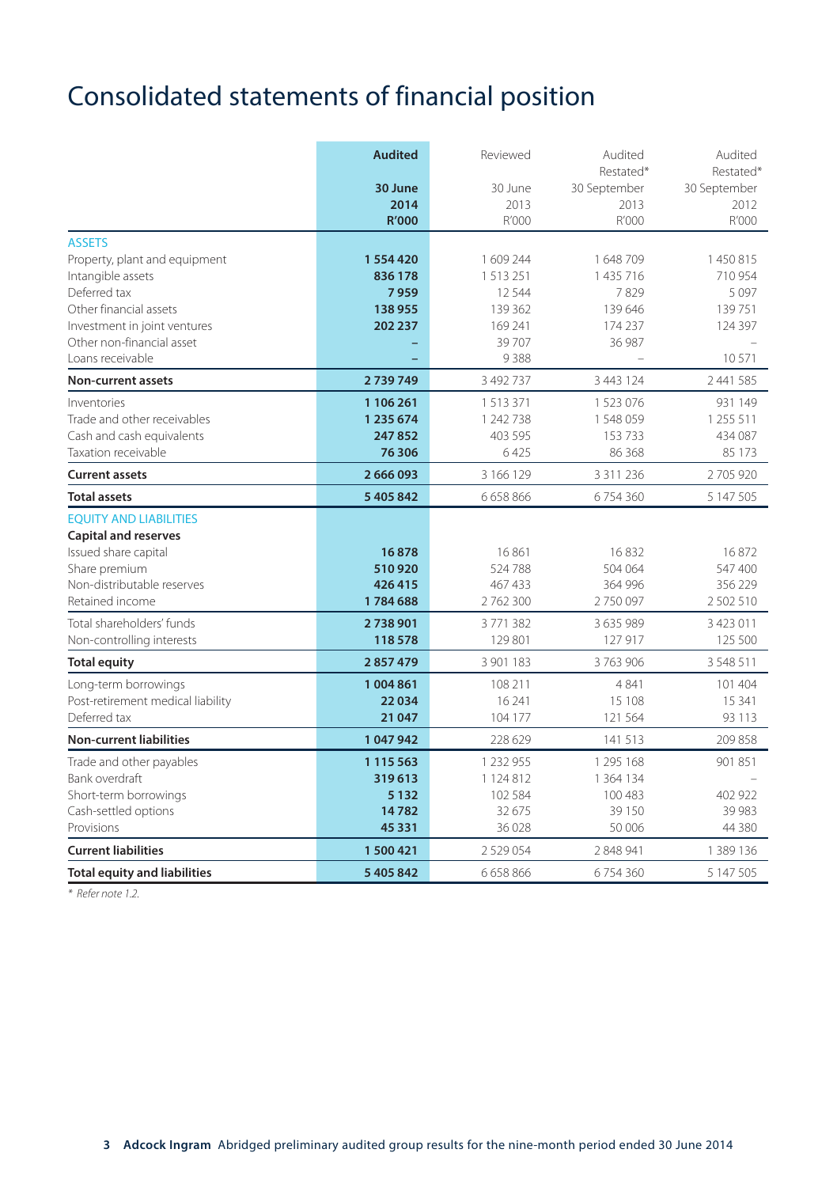# Consolidated statements of financial position

| | **Audited** **30 June 2014** **R'000** | Reviewed 30 June 2013 R'000 | Audited Restated* 30 September 2013 R'000 | Audited Restated* 30 September 2012 R'000 |
|---|---|---|---|---|
| ASSETS | | | | |
| Property, plant and equipment | **1 554 420** | 1 609 244 | 1 648 709 | 1 450 815 |
| Intangible assets | **836 178** | 1 513 251 | 1 435 716 | 710 954 |
| Deferred tax | **7 959** | 12 544 | 7 829 | 5 097 |
| Other financial assets | **138 955** | 139 362 | 139 646 | 139 751 |
| Investment in joint ventures | **202 237** | 169 241 | 174 237 | 124 397 |
| Other non-financial asset | **–** | 39 707 | 36 987 | – |
| Loans receivable | **–** | 9 388 | – | 10 571 |
| **Non-current assets** | **2 739 749** | 3 492 737 | 3 443 124 | 2 441 585 |
| Inventories | **1 106 261** | 1 513 371 | 1 523 076 | 931 149 |
| Trade and other receivables | **1 235 674** | 1 242 738 | 1 548 059 | 1 255 511 |
| Cash and cash equivalents | **247 852** | 403 595 | 153 733 | 434 087 |
| Taxation receivable | **76 306** | 6 425 | 86 368 | 85 173 |
| **Current assets** | **2 666 093** | 3 166 129 | 3 311 236 | 2 705 920 |
| **Total assets** | **5 405 842** | 6 658 866 | 6 754 360 | 5 147 505 |
| EQUITY AND LIABILITIES | | | | |
| **Capital and reserves** | | | | |
| Issued share capital | **16 878** | 16 861 | 16 832 | 16 872 |
| Share premium | **510 920** | 524 788 | 504 064 | 547 400 |
| Non-distributable reserves | **426 415** | 467 433 | 364 996 | 356 229 |
| Retained income | **1 784 688** | 2 762 300 | 2 750 097 | 2 502 510 |
| Total shareholders' funds | **2 738 901** | 3 771 382 | 3 635 989 | 3 423 011 |
| Non-controlling interests | **118 578** | 129 801 | 127 917 | 125 500 |
| **Total equity** | **2 857 479** | 3 901 183 | 3 763 906 | 3 548 511 |
| Long-term borrowings | **1 004 861** | 108 211 | 4 841 | 101 404 |
| Post-retirement medical liability | **22 034** | 16 241 | 15 108 | 15 341 |
| Deferred tax | **21 047** | 104 177 | 121 564 | 93 113 |
| **Non-current liabilities** | **1 047 942** | 228 629 | 141 513 | 209 858 |
| Trade and other payables | **1 115 563** | 1 232 955 | 1 295 168 | 901 851 |
| Bank overdraft | **319 613** | 1 124 812 | 1 364 134 | – |
| Short-term borrowings | **5 132** | 102 584 | 100 483 | 402 922 |
| Cash-settled options | **14 782** | 32 675 | 39 150 | 39 983 |
| Provisions | **45 331** | 36 028 | 50 006 | 44 380 |
| **Current liabilities** | **1 500 421** | 2 529 054 | 2 848 941 | 1 389 136 |
| **Total equity and liabilities** | **5 405 842** | 6 658 866 | 6 754 360 | 5 147 505 |

\* *Refer note 1.2.*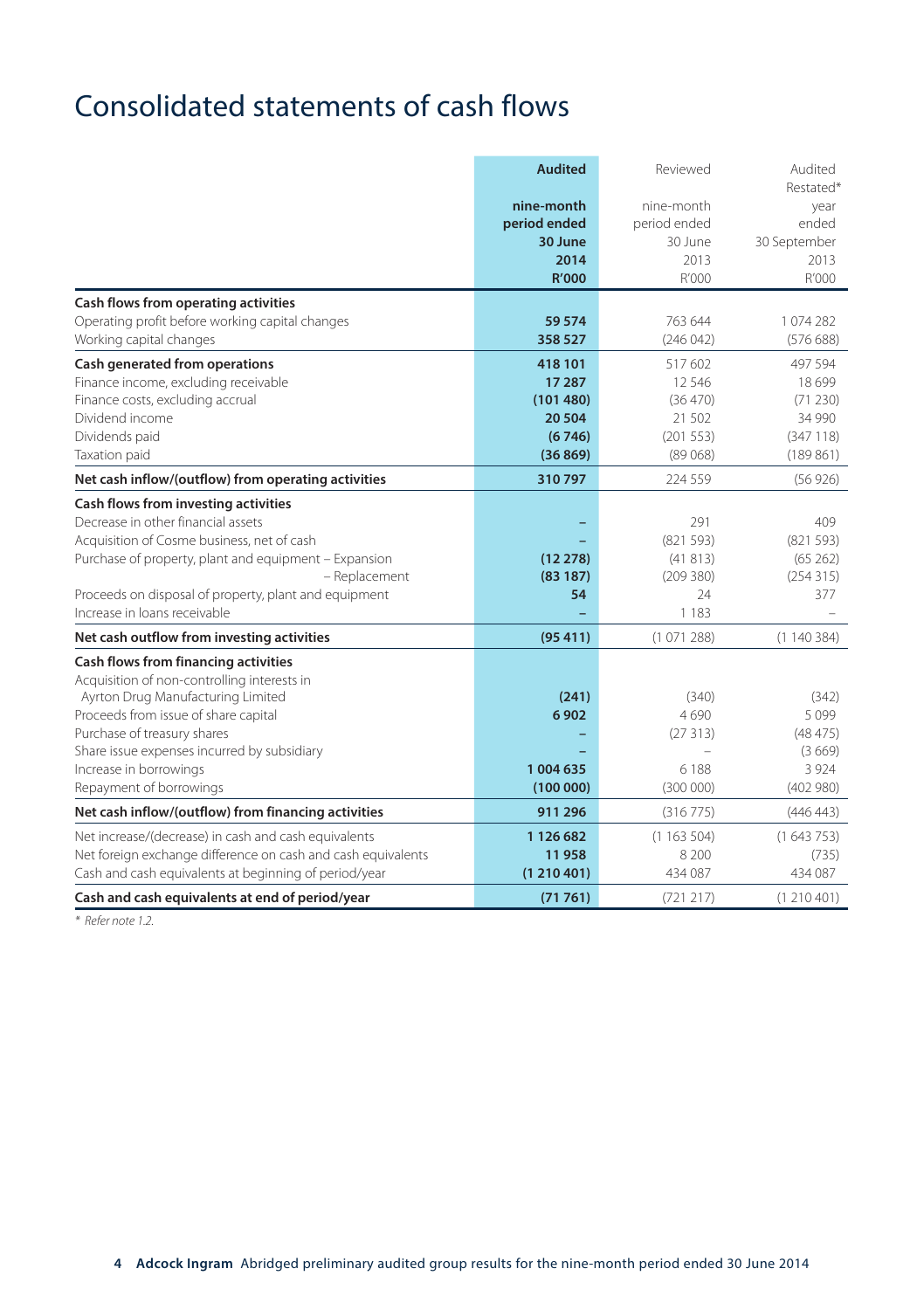# Consolidated statements of cash flows

| | **Audited** **nine-month period ended 30 June 2014 R'000** | Reviewed nine-month period ended 30 June 2013 R'000 | Audited Restated* year ended 30 September 2013 R'000 |
|---|---|---|---|
| **Cash flows from operating activities** | | | |
| Operating profit before working capital changes | **59 574** | 763 644 | 1 074 282 |
| Working capital changes | **358 527** | (246 042) | (576 688) |
| **Cash generated from operations** | **418 101** | 517 602 | 497 594 |
| Finance income, excluding receivable | **17 287** | 12 546 | 18 699 |
| Finance costs, excluding accrual | **(101 480)** | (36 470) | (71 230) |
| Dividend income | **20 504** | 21 502 | 34 990 |
| Dividends paid | **(6 746)** | (201 553) | (347 118) |
| Taxation paid | **(36 869)** | (89 068) | (189 861) |
| **Net cash inflow/(outflow) from operating activities** | **310 797** | 224 559 | (56 926) |
| **Cash flows from investing activities** | | | |
| Decrease in other financial assets | **–** | 291 | 409 |
| Acquisition of Cosme business, net of cash | **–** | (821 593) | (821 593) |
| Purchase of property, plant and equipment – Expansion | **(12 278)** | (41 813) | (65 262) |
| – Replacement | **(83 187)** | (209 380) | (254 315) |
| Proceeds on disposal of property, plant and equipment | **54** | 24 | 377 |
| Increase in loans receivable | **–** | 1 183 | – |
| **Net cash outflow from investing activities** | **(95 411)** | (1 071 288) | (1 140 384) |
| **Cash flows from financing activities** | | | |
| Acquisition of non-controlling interests in Ayrton Drug Manufacturing Limited | **(241)** | (340) | (342) |
| Proceeds from issue of share capital | **6 902** | 4 690 | 5 099 |
| Purchase of treasury shares | **–** | (27 313) | (48 475) |
| Share issue expenses incurred by subsidiary | **–** | – | (3 669) |
| Increase in borrowings | **1 004 635** | 6 188 | 3 924 |
| Repayment of borrowings | **(100 000)** | (300 000) | (402 980) |
| **Net cash inflow/(outflow) from financing activities** | **911 296** | (316 775) | (446 443) |
| Net increase/(decrease) in cash and cash equivalents | **1 126 682** | (1 163 504) | (1 643 753) |
| Net foreign exchange difference on cash and cash equivalents | **11 958** | 8 200 | (735) |
| Cash and cash equivalents at beginning of period/year | **(1 210 401)** | 434 087 | 434 087 |
| **Cash and cash equivalents at end of period/year** | **(71 761)** | (721 217) | (1 210 401) |

*\* Refer note 1.2.*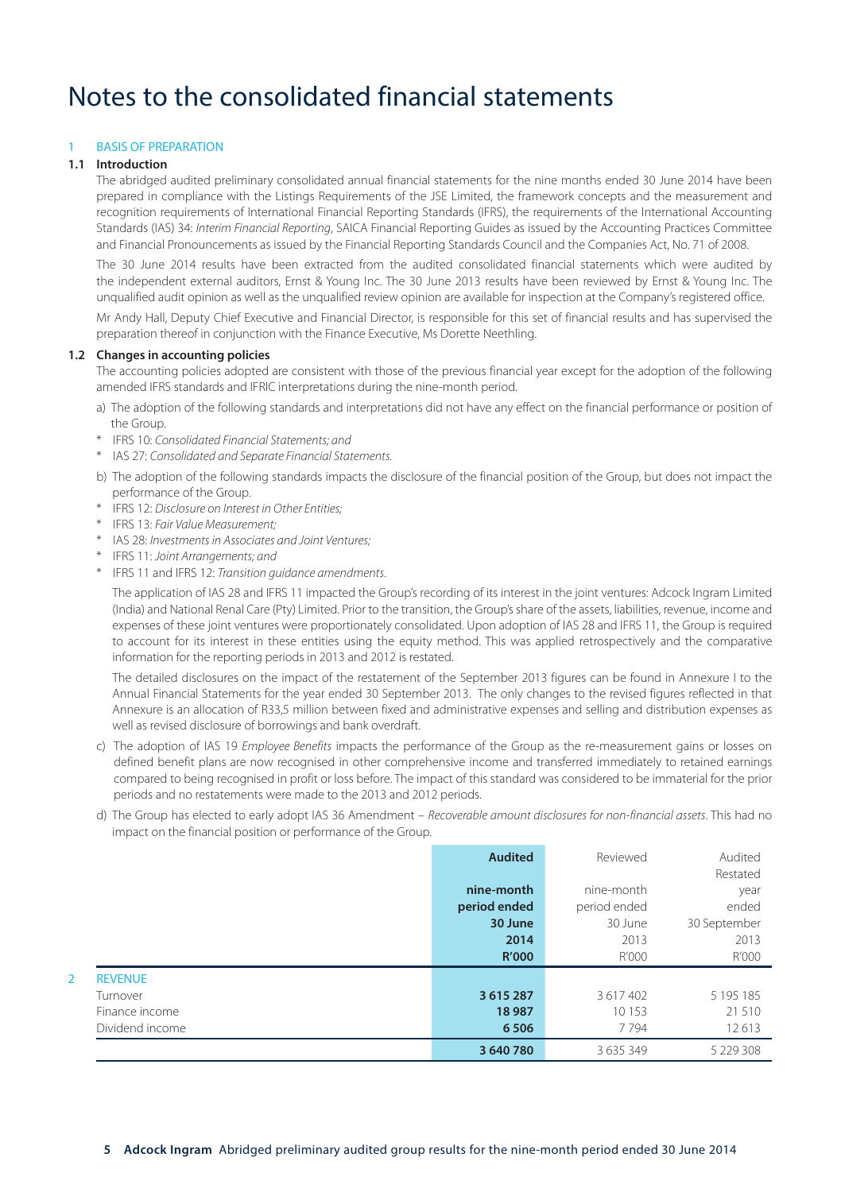# Notes to the consolidated financial statements

## 1 BASIS OF PREPARATION

### 1.1 Introduction

The abridged audited preliminary consolidated annual financial statements for the nine months ended 30 June 2014 have been prepared in compliance with the Listings Requirements of the JSE Limited, the framework concepts and the measurement and recognition requirements of International Financial Reporting Standards (IFRS), the requirements of the International Accounting Standards (IAS) 34: *Interim Financial Reporting*, SAICA Financial Reporting Guides as issued by the Accounting Practices Committee and Financial Pronouncements as issued by the Financial Reporting Standards Council and the Companies Act, No. 71 of 2008.

The 30 June 2014 results have been extracted from the audited consolidated financial statements which were audited by the independent external auditors, Ernst & Young Inc. The 30 June 2013 results have been reviewed by Ernst & Young Inc. The unqualified audit opinion as well as the unqualified review opinion are available for inspection at the Company's registered office.

Mr Andy Hall, Deputy Chief Executive and Financial Director, is responsible for this set of financial results and has supervised the preparation thereof in conjunction with the Finance Executive, Ms Dorette Neethling.

### 1.2 Changes in accounting policies

The accounting policies adopted are consistent with those of the previous financial year except for the adoption of the following amended IFRS standards and IFRIC interpretations during the nine-month period.

a) The adoption of the following standards and interpretations did not have any effect on the financial performance or position of the Group.

* IFRS 10: *Consolidated Financial Statements; and*
* IAS 27: *Consolidated and Separate Financial Statements.*

b) The adoption of the following standards impacts the disclosure of the financial position of the Group, but does not impact the performance of the Group.

* IFRS 12: *Disclosure on Interest in Other Entities;*
* IFRS 13: *Fair Value Measurement;*
* IAS 28: *Investments in Associates and Joint Ventures;*
* IFRS 11: *Joint Arrangements; and*
* IFRS 11 and IFRS 12: *Transition guidance amendments.*

The application of IAS 28 and IFRS 11 impacted the Group's recording of its interest in the joint ventures: Adcock Ingram Limited (India) and National Renal Care (Pty) Limited. Prior to the transition, the Group's share of the assets, liabilities, revenue, income and expenses of these joint ventures were proportionately consolidated. Upon adoption of IAS 28 and IFRS 11, the Group is required to account for its interest in these entities using the equity method. This was applied retrospectively and the comparative information for the reporting periods in 2013 and 2012 is restated.

The detailed disclosures on the impact of the restatement of the September 2013 figures can be found in Annexure I to the Annual Financial Statements for the year ended 30 September 2013. The only changes to the revised figures reflected in that Annexure is an allocation of R33,5 million between fixed and administrative expenses and selling and distribution expenses as well as revised disclosure of borrowings and bank overdraft.

c) The adoption of IAS 19 *Employee Benefits* impacts the performance of the Group as the re-measurement gains or losses on defined benefit plans are now recognised in other comprehensive income and transferred immediately to retained earnings compared to being recognised in profit or loss before. The impact of this standard was considered to be immaterial for the prior periods and no restatements were made to the 2013 and 2012 periods.

d) The Group has elected to early adopt IAS 36 Amendment – *Recoverable amount disclosures for non-financial assets*. This had no impact on the financial position or performance of the Group.

| | **Audited nine-month period ended 30 June 2014 R'000** | Reviewed nine-month period ended 30 June 2013 R'000 | Audited Restated year ended 30 September 2013 R'000 |
|---|---|---|---|
| **2 REVENUE** | | | |
| Turnover | **3 615 287** | 3 617 402 | 5 195 185 |
| Finance income | **18 987** | 10 153 | 21 510 |
| Dividend income | **6 506** | 7 794 | 12 613 |
| | **3 640 780** | 3 635 349 | 5 229 308 |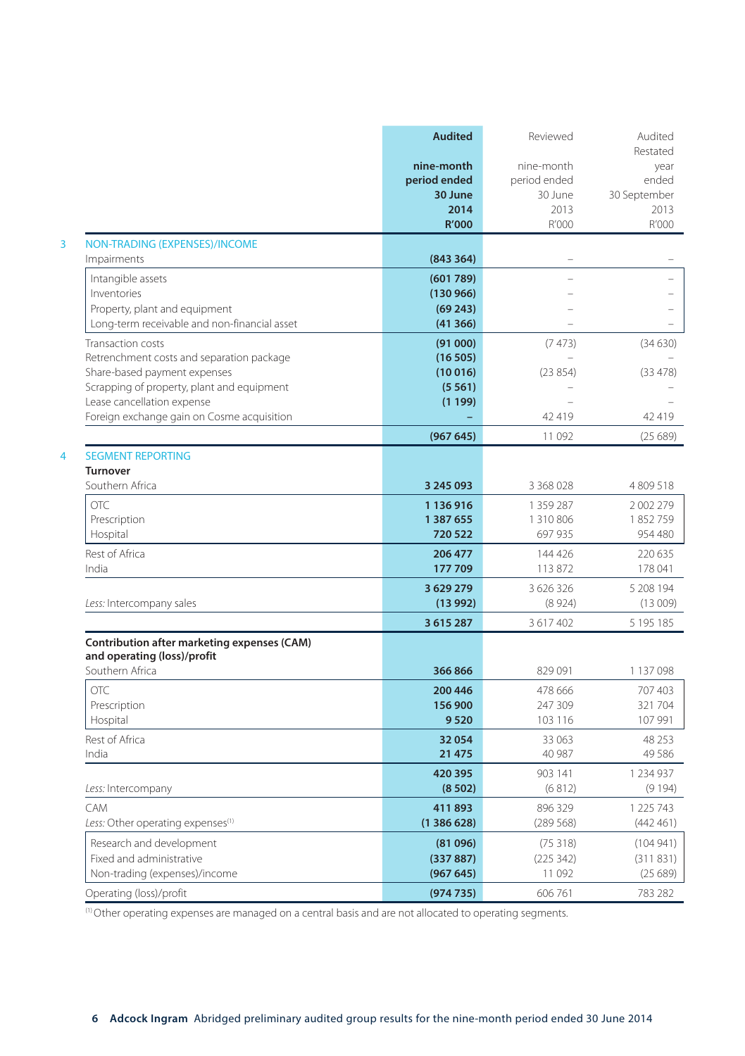| | Audited nine-month period ended 30 June 2014 R'000 | Reviewed nine-month period ended 30 June 2013 R'000 | Audited Restated year ended 30 September 2013 R'000 |
|---|---|---|---|
| **3 NON-TRADING (EXPENSES)/INCOME** | | | |
| Impairments | **(843 364)** | – | – |
| Intangible assets | **(601 789)** | – | – |
| Inventories | **(130 966)** | – | – |
| Property, plant and equipment | **(69 243)** | – | – |
| Long-term receivable and non-financial asset | **(41 366)** | – | – |
| Transaction costs | **(91 000)** | (7 473) | (34 630) |
| Retrenchment costs and separation package | **(16 505)** | – | – |
| Share-based payment expenses | **(10 016)** | (23 854) | (33 478) |
| Scrapping of property, plant and equipment | **(5 561)** | – | – |
| Lease cancellation expense | **(1 199)** | – | – |
| Foreign exchange gain on Cosme acquisition | **–** | 42 419 | 42 419 |
| | **(967 645)** | 11 092 | (25 689) |
| **4 SEGMENT REPORTING** | | | |
| **Turnover** | | | |
| Southern Africa | **3 245 093** | 3 368 028 | 4 809 518 |
| OTC | **1 136 916** | 1 359 287 | 2 002 279 |
| Prescription | **1 387 655** | 1 310 806 | 1 852 759 |
| Hospital | **720 522** | 697 935 | 954 480 |
| Rest of Africa | **206 477** | 144 426 | 220 635 |
| India | **177 709** | 113 872 | 178 041 |
| | **3 629 279** | 3 626 326 | 5 208 194 |
| *Less:* Intercompany sales | **(13 992)** | (8 924) | (13 009) |
| | **3 615 287** | 3 617 402 | 5 195 185 |
| **Contribution after marketing expenses (CAM) and operating (loss)/profit** | | | |
| Southern Africa | **366 866** | 829 091 | 1 137 098 |
| OTC | **200 446** | 478 666 | 707 403 |
| Prescription | **156 900** | 247 309 | 321 704 |
| Hospital | **9 520** | 103 116 | 107 991 |
| Rest of Africa | **32 054** | 33 063 | 48 253 |
| India | **21 475** | 40 987 | 49 586 |
| | **420 395** | 903 141 | 1 234 937 |
| *Less:* Intercompany | **(8 502)** | (6 812) | (9 194) |
| CAM | **411 893** | 896 329 | 1 225 743 |
| *Less:* Other operating expenses[(1)] | **(1 386 628)** | (289 568) | (442 461) |
| Research and development | **(81 096)** | (75 318) | (104 941) |
| Fixed and administrative | **(337 887)** | (225 342) | (311 831) |
| Non-trading (expenses)/income | **(967 645)** | 11 092 | (25 689) |
| Operating (loss)/profit | **(974 735)** | 606 761 | 783 282 |

[(1)] Other operating expenses are managed on a central basis and are not allocated to operating segments.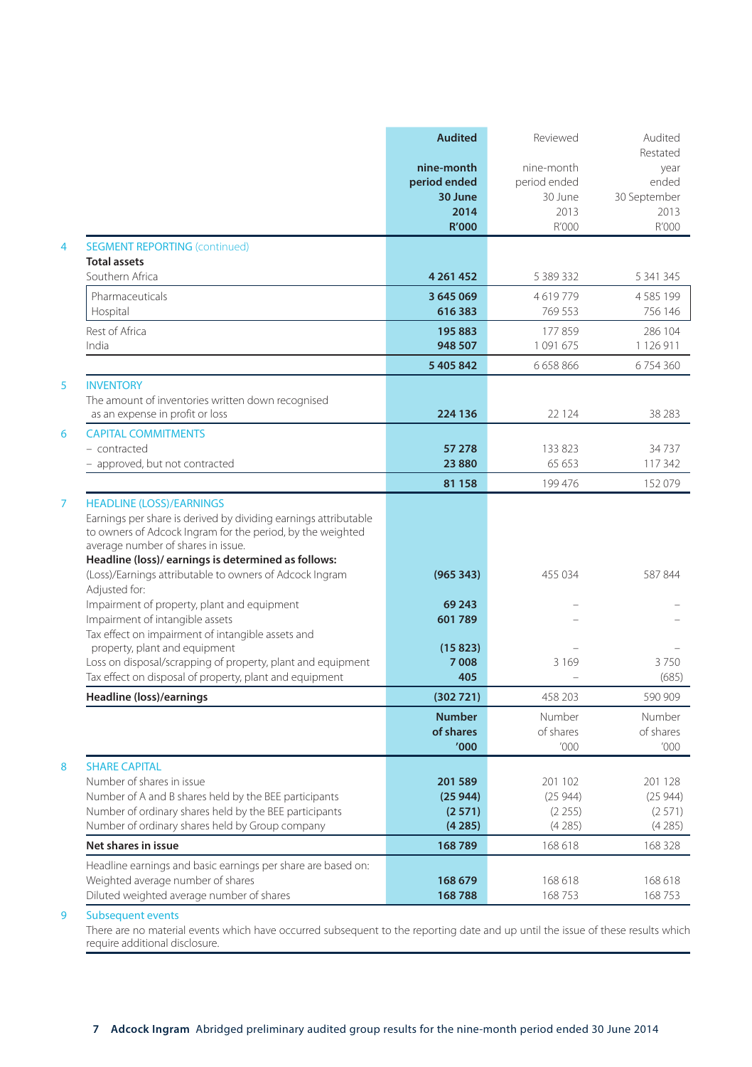| | | Audited nine-month period ended 30 June 2014 R'000 | Reviewed nine-month period ended 30 June 2013 R'000 | Audited Restated year ended 30 September 2013 R'000 |
|---|---|---|---|---|
| 4 | **SEGMENT REPORTING** (continued) | | | |
| | **Total assets** | | | |
| | Southern Africa | **4 261 452** | 5 389 332 | 5 341 345 |
| | Pharmaceuticals | **3 645 069** | 4 619 779 | 4 585 199 |
| | Hospital | **616 383** | 769 553 | 756 146 |
| | Rest of Africa | **195 883** | 177 859 | 286 104 |
| | India | **948 507** | 1 091 675 | 1 126 911 |
| | | **5 405 842** | 6 658 866 | 6 754 360 |
| 5 | **INVENTORY** | | | |
| | The amount of inventories written down recognised as an expense in profit or loss | **224 136** | 22 124 | 38 283 |
| 6 | **CAPITAL COMMITMENTS** | | | |
| | – contracted | **57 278** | 133 823 | 34 737 |
| | – approved, but not contracted | **23 880** | 65 653 | 117 342 |
| | | **81 158** | 199 476 | 152 079 |
| 7 | **HEADLINE (LOSS)/EARNINGS** | | | |
| | Earnings per share is derived by dividing earnings attributable to owners of Adcock Ingram for the period, by the weighted average number of shares in issue. | | | |
| | **Headline (loss)/ earnings is determined as follows:** | | | |
| | (Loss)/Earnings attributable to owners of Adcock Ingram | **(965 343)** | 455 034 | 587 844 |
| | Adjusted for: | | | |
| | Impairment of property, plant and equipment | **69 243** | – | – |
| | Impairment of intangible assets | **601 789** | – | – |
| | Tax effect on impairment of intangible assets and property, plant and equipment | **(15 823)** | – | – |
| | Loss on disposal/scrapping of property, plant and equipment | **7 008** | 3 169 | 3 750 |
| | Tax effect on disposal of property, plant and equipment | **405** | – | (685) |
| | **Headline (loss)/earnings** | **(302 721)** | 458 203 | 590 909 |
| | | **Number of shares '000** | Number of shares '000 | Number of shares '000 |
| 8 | **SHARE CAPITAL** | | | |
| | Number of shares in issue | **201 589** | 201 102 | 201 128 |
| | Number of A and B shares held by the BEE participants | **(25 944)** | (25 944) | (25 944) |
| | Number of ordinary shares held by the BEE participants | **(2 571)** | (2 255) | (2 571) |
| | Number of ordinary shares held by Group company | **(4 285)** | (4 285) | (4 285) |
| | **Net shares in issue** | **168 789** | 168 618 | 168 328 |
| | Headline earnings and basic earnings per share are based on: | | | |
| | Weighted average number of shares | **168 679** | 168 618 | 168 618 |
| | Diluted weighted average number of shares | **168 788** | 168 753 | 168 753 |

9 **Subsequent events**

There are no material events which have occurred subsequent to the reporting date and up until the issue of these results which require additional disclosure.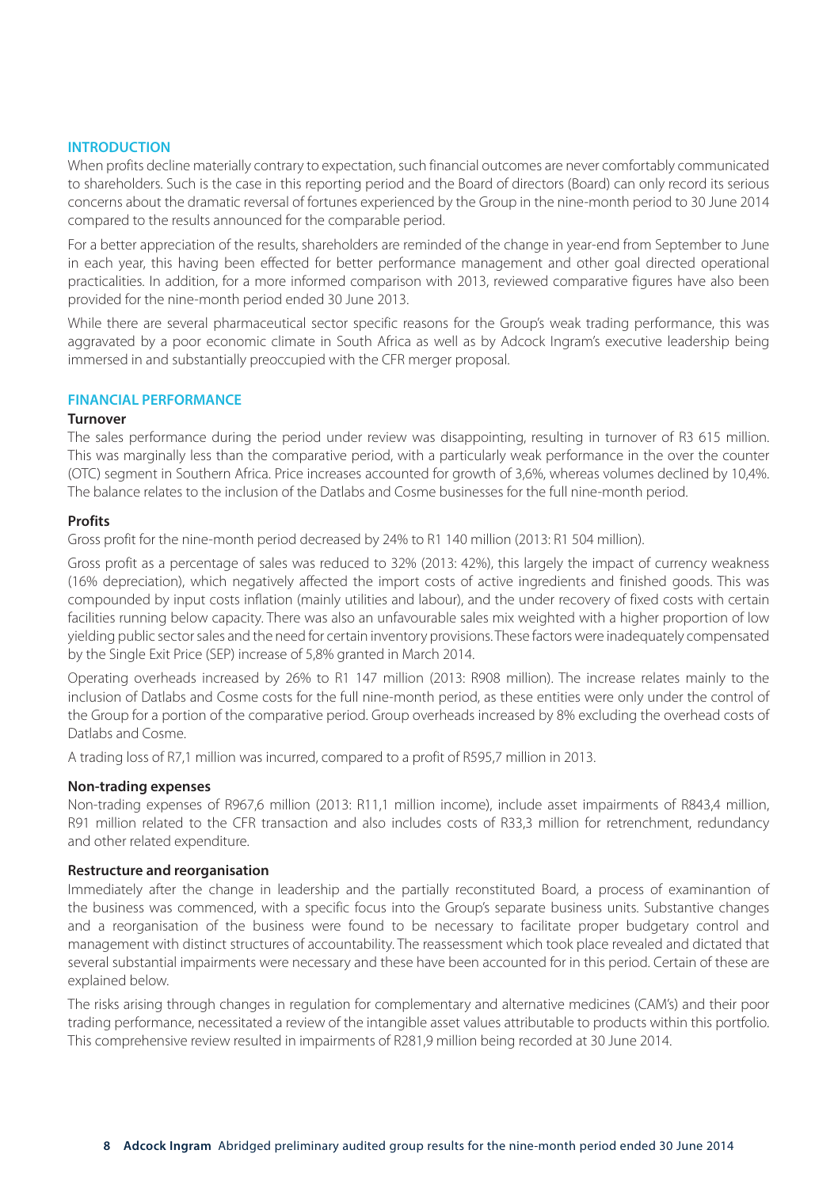## INTRODUCTION

When profits decline materially contrary to expectation, such financial outcomes are never comfortably communicated to shareholders. Such is the case in this reporting period and the Board of directors (Board) can only record its serious concerns about the dramatic reversal of fortunes experienced by the Group in the nine-month period to 30 June 2014 compared to the results announced for the comparable period.

For a better appreciation of the results, shareholders are reminded of the change in year-end from September to June in each year, this having been effected for better performance management and other goal directed operational practicalities. In addition, for a more informed comparison with 2013, reviewed comparative figures have also been provided for the nine-month period ended 30 June 2013.

While there are several pharmaceutical sector specific reasons for the Group's weak trading performance, this was aggravated by a poor economic climate in South Africa as well as by Adcock Ingram's executive leadership being immersed in and substantially preoccupied with the CFR merger proposal.

## FINANCIAL PERFORMANCE

### Turnover

The sales performance during the period under review was disappointing, resulting in turnover of R3 615 million. This was marginally less than the comparative period, with a particularly weak performance in the over the counter (OTC) segment in Southern Africa. Price increases accounted for growth of 3,6%, whereas volumes declined by 10,4%. The balance relates to the inclusion of the Datlabs and Cosme businesses for the full nine-month period.

### Profits

Gross profit for the nine-month period decreased by 24% to R1 140 million (2013: R1 504 million).

Gross profit as a percentage of sales was reduced to 32% (2013: 42%), this largely the impact of currency weakness (16% depreciation), which negatively affected the import costs of active ingredients and finished goods. This was compounded by input costs inflation (mainly utilities and labour), and the under recovery of fixed costs with certain facilities running below capacity. There was also an unfavourable sales mix weighted with a higher proportion of low yielding public sector sales and the need for certain inventory provisions. These factors were inadequately compensated by the Single Exit Price (SEP) increase of 5,8% granted in March 2014.

Operating overheads increased by 26% to R1 147 million (2013: R908 million). The increase relates mainly to the inclusion of Datlabs and Cosme costs for the full nine-month period, as these entities were only under the control of the Group for a portion of the comparative period. Group overheads increased by 8% excluding the overhead costs of Datlabs and Cosme.

A trading loss of R7,1 million was incurred, compared to a profit of R595,7 million in 2013.

### Non-trading expenses

Non-trading expenses of R967,6 million (2013: R11,1 million income), include asset impairments of R843,4 million, R91 million related to the CFR transaction and also includes costs of R33,3 million for retrenchment, redundancy and other related expenditure.

### Restructure and reorganisation

Immediately after the change in leadership and the partially reconstituted Board, a process of examinantion of the business was commenced, with a specific focus into the Group's separate business units. Substantive changes and a reorganisation of the business were found to be necessary to facilitate proper budgetary control and management with distinct structures of accountability. The reassessment which took place revealed and dictated that several substantial impairments were necessary and these have been accounted for in this period. Certain of these are explained below.

The risks arising through changes in regulation for complementary and alternative medicines (CAM's) and their poor trading performance, necessitated a review of the intangible asset values attributable to products within this portfolio. This comprehensive review resulted in impairments of R281,9 million being recorded at 30 June 2014.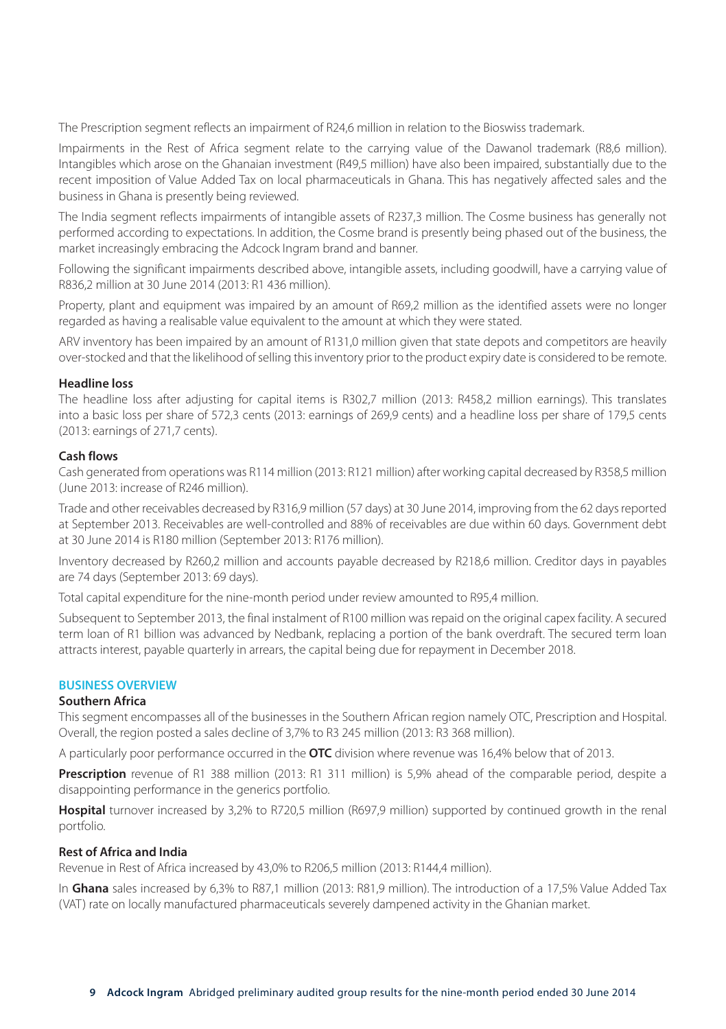The Prescription segment reflects an impairment of R24,6 million in relation to the Bioswiss trademark.

Impairments in the Rest of Africa segment relate to the carrying value of the Dawanol trademark (R8,6 million). Intangibles which arose on the Ghanaian investment (R49,5 million) have also been impaired, substantially due to the recent imposition of Value Added Tax on local pharmaceuticals in Ghana. This has negatively affected sales and the business in Ghana is presently being reviewed.

The India segment reflects impairments of intangible assets of R237,3 million. The Cosme business has generally not performed according to expectations. In addition, the Cosme brand is presently being phased out of the business, the market increasingly embracing the Adcock Ingram brand and banner.

Following the significant impairments described above, intangible assets, including goodwill, have a carrying value of R836,2 million at 30 June 2014 (2013: R1 436 million).

Property, plant and equipment was impaired by an amount of R69,2 million as the identified assets were no longer regarded as having a realisable value equivalent to the amount at which they were stated.

ARV inventory has been impaired by an amount of R131,0 million given that state depots and competitors are heavily over-stocked and that the likelihood of selling this inventory prior to the product expiry date is considered to be remote.

### Headline loss

The headline loss after adjusting for capital items is R302,7 million (2013: R458,2 million earnings). This translates into a basic loss per share of 572,3 cents (2013: earnings of 269,9 cents) and a headline loss per share of 179,5 cents (2013: earnings of 271,7 cents).

### Cash flows

Cash generated from operations was R114 million (2013: R121 million) after working capital decreased by R358,5 million (June 2013: increase of R246 million).

Trade and other receivables decreased by R316,9 million (57 days) at 30 June 2014, improving from the 62 days reported at September 2013. Receivables are well-controlled and 88% of receivables are due within 60 days. Government debt at 30 June 2014 is R180 million (September 2013: R176 million).

Inventory decreased by R260,2 million and accounts payable decreased by R218,6 million. Creditor days in payables are 74 days (September 2013: 69 days).

Total capital expenditure for the nine-month period under review amounted to R95,4 million.

Subsequent to September 2013, the final instalment of R100 million was repaid on the original capex facility. A secured term loan of R1 billion was advanced by Nedbank, replacing a portion of the bank overdraft. The secured term loan attracts interest, payable quarterly in arrears, the capital being due for repayment in December 2018.

## BUSINESS OVERVIEW

### Southern Africa

This segment encompasses all of the businesses in the Southern African region namely OTC, Prescription and Hospital. Overall, the region posted a sales decline of 3,7% to R3 245 million (2013: R3 368 million).

A particularly poor performance occurred in the **OTC** division where revenue was 16,4% below that of 2013.

**Prescription** revenue of R1 388 million (2013: R1 311 million) is 5,9% ahead of the comparable period, despite a disappointing performance in the generics portfolio.

**Hospital** turnover increased by 3,2% to R720,5 million (R697,9 million) supported by continued growth in the renal portfolio.

### Rest of Africa and India

Revenue in Rest of Africa increased by 43,0% to R206,5 million (2013: R144,4 million).

In **Ghana** sales increased by 6,3% to R87,1 million (2013: R81,9 million). The introduction of a 17,5% Value Added Tax (VAT) rate on locally manufactured pharmaceuticals severely dampened activity in the Ghanian market.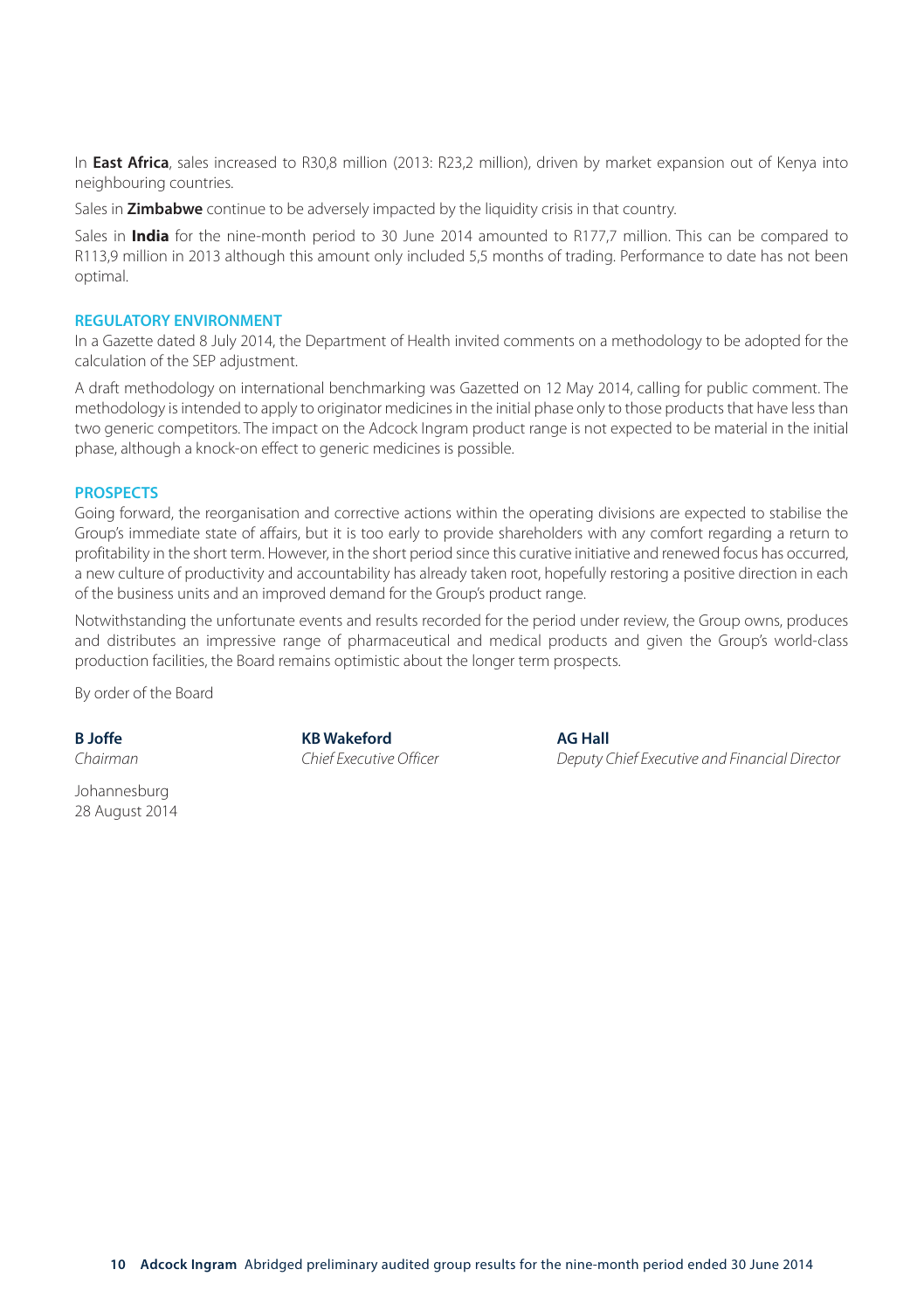In **East Africa**, sales increased to R30,8 million (2013: R23,2 million), driven by market expansion out of Kenya into neighbouring countries.

Sales in **Zimbabwe** continue to be adversely impacted by the liquidity crisis in that country.

Sales in **India** for the nine-month period to 30 June 2014 amounted to R177,7 million. This can be compared to R113,9 million in 2013 although this amount only included 5,5 months of trading. Performance to date has not been optimal.

## REGULATORY ENVIRONMENT

In a Gazette dated 8 July 2014, the Department of Health invited comments on a methodology to be adopted for the calculation of the SEP adjustment.

A draft methodology on international benchmarking was Gazetted on 12 May 2014, calling for public comment. The methodology is intended to apply to originator medicines in the initial phase only to those products that have less than two generic competitors. The impact on the Adcock Ingram product range is not expected to be material in the initial phase, although a knock-on effect to generic medicines is possible.

## PROSPECTS

Going forward, the reorganisation and corrective actions within the operating divisions are expected to stabilise the Group's immediate state of affairs, but it is too early to provide shareholders with any comfort regarding a return to profitability in the short term. However, in the short period since this curative initiative and renewed focus has occurred, a new culture of productivity and accountability has already taken root, hopefully restoring a positive direction in each of the business units and an improved demand for the Group's product range.

Notwithstanding the unfortunate events and results recorded for the period under review, the Group owns, produces and distributes an impressive range of pharmaceutical and medical products and given the Group's world-class production facilities, the Board remains optimistic about the longer term prospects.

By order of the Board

**B Joffe**
*Chairman*

**KB Wakeford**
*Chief Executive Officer*

**AG Hall**
*Deputy Chief Executive and Financial Director*

Johannesburg
28 August 2014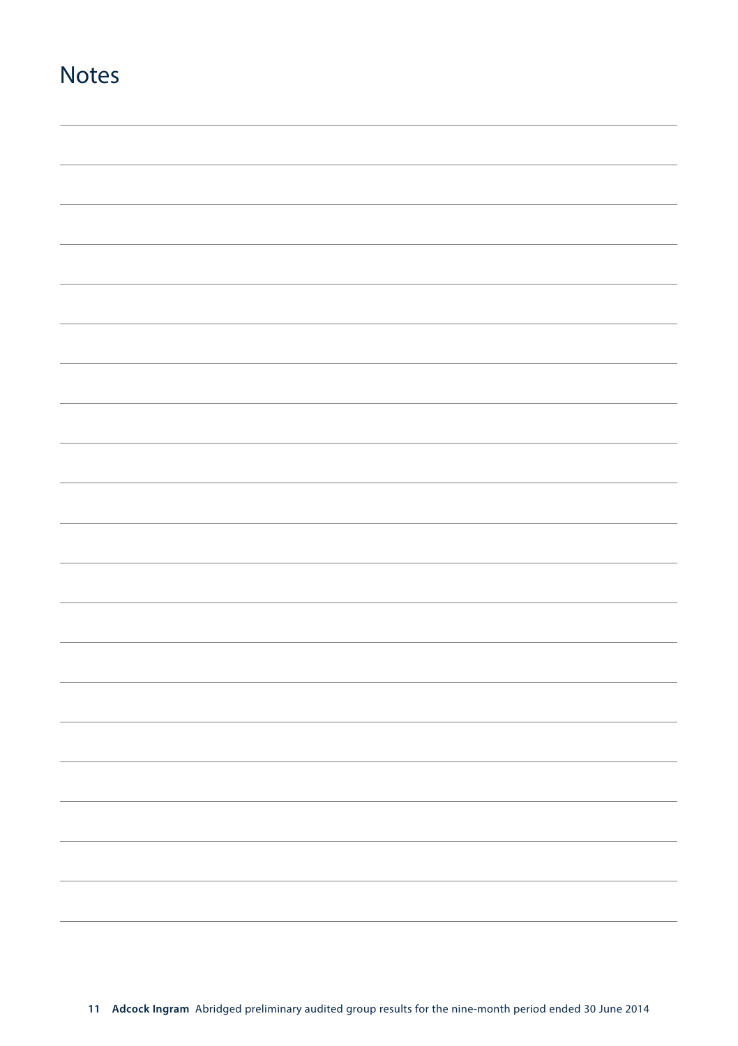# Notes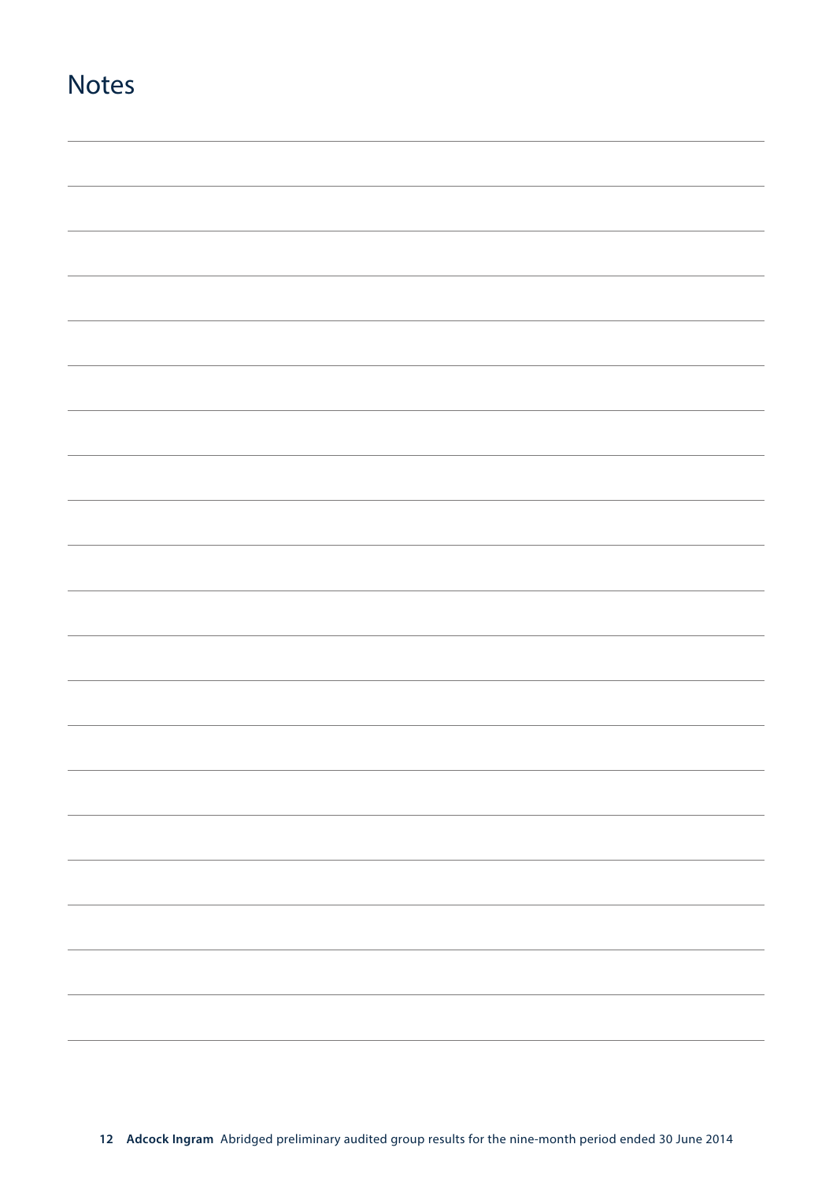# Notes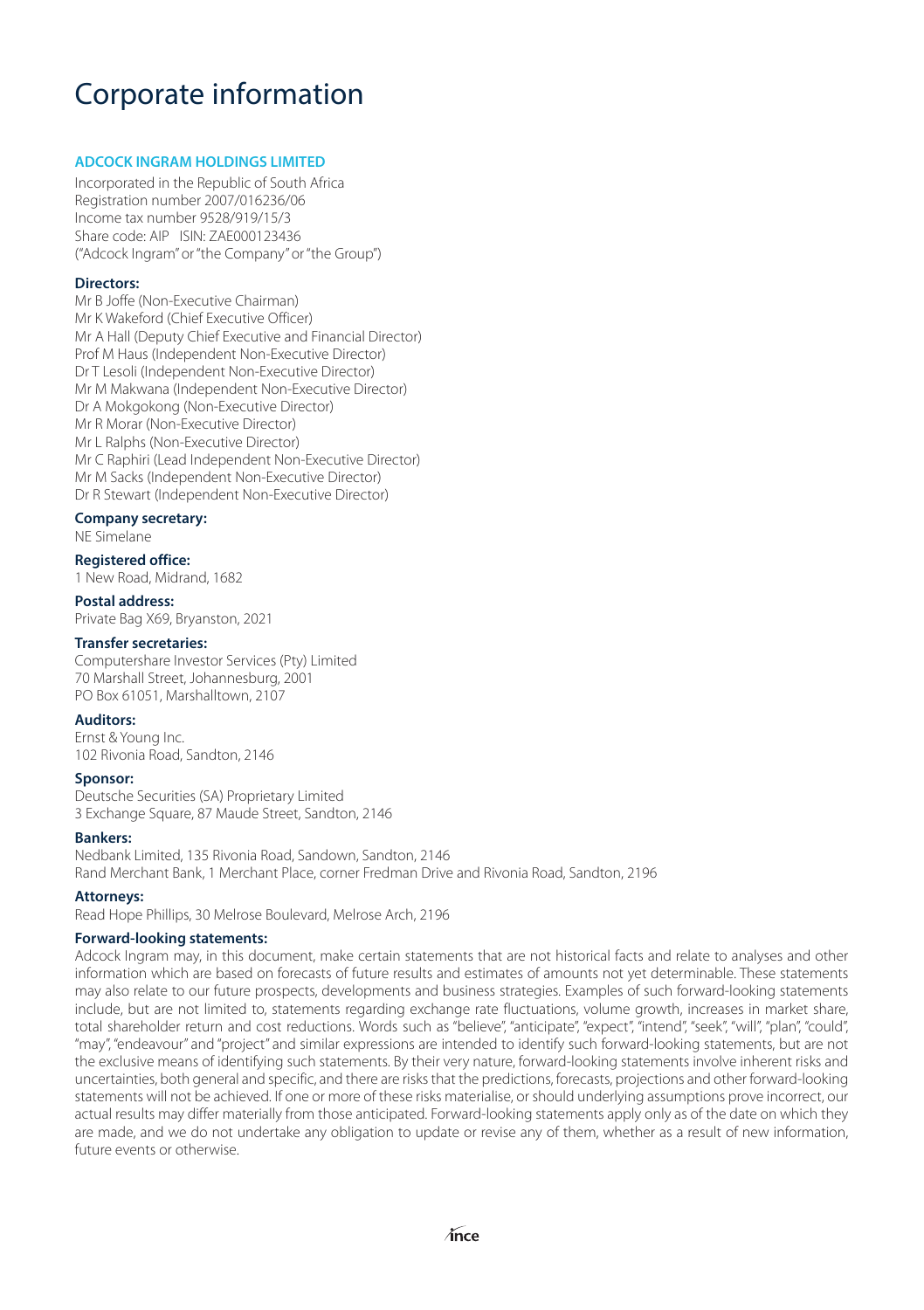# Corporate information

**ADCOCK INGRAM HOLDINGS LIMITED**

Incorporated in the Republic of South Africa
Registration number 2007/016236/06
Income tax number 9528/919/15/3
Share code: AIP ISIN: ZAE000123436
("Adcock Ingram" or "the Company" or "the Group")

**Directors:**

Mr B Joffe (Non-Executive Chairman)
Mr K Wakeford (Chief Executive Officer)
Mr A Hall (Deputy Chief Executive and Financial Director)
Prof M Haus (Independent Non-Executive Director)
Dr T Lesoli (Independent Non-Executive Director)
Mr M Makwana (Independent Non-Executive Director)
Dr A Mokgokong (Non-Executive Director)
Mr R Morar (Non-Executive Director)
Mr L Ralphs (Non-Executive Director)
Mr C Raphiri (Lead Independent Non-Executive Director)
Mr M Sacks (Independent Non-Executive Director)
Dr R Stewart (Independent Non-Executive Director)

**Company secretary:**

NE Simelane

**Registered office:**

1 New Road, Midrand, 1682

**Postal address:**

Private Bag X69, Bryanston, 2021

**Transfer secretaries:**

Computershare Investor Services (Pty) Limited
70 Marshall Street, Johannesburg, 2001
PO Box 61051, Marshalltown, 2107

**Auditors:**

Ernst & Young Inc.
102 Rivonia Road, Sandton, 2146

**Sponsor:**

Deutsche Securities (SA) Proprietary Limited
3 Exchange Square, 87 Maude Street, Sandton, 2146

**Bankers:**

Nedbank Limited, 135 Rivonia Road, Sandown, Sandton, 2146
Rand Merchant Bank, 1 Merchant Place, corner Fredman Drive and Rivonia Road, Sandton, 2196

**Attorneys:**

Read Hope Phillips, 30 Melrose Boulevard, Melrose Arch, 2196

**Forward-looking statements:**

Adcock Ingram may, in this document, make certain statements that are not historical facts and relate to analyses and other information which are based on forecasts of future results and estimates of amounts not yet determinable. These statements may also relate to our future prospects, developments and business strategies. Examples of such forward-looking statements include, but are not limited to, statements regarding exchange rate fluctuations, volume growth, increases in market share, total shareholder return and cost reductions. Words such as "believe", "anticipate", "expect", "intend", "seek", "will", "plan", "could", "may", "endeavour" and "project" and similar expressions are intended to identify such forward-looking statements, but are not the exclusive means of identifying such statements. By their very nature, forward-looking statements involve inherent risks and uncertainties, both general and specific, and there are risks that the predictions, forecasts, projections and other forward-looking statements will not be achieved. If one or more of these risks materialise, or should underlying assumptions prove incorrect, our actual results may differ materially from those anticipated. Forward-looking statements apply only as of the date on which they are made, and we do not undertake any obligation to update or revise any of them, whether as a result of new information, future events or otherwise.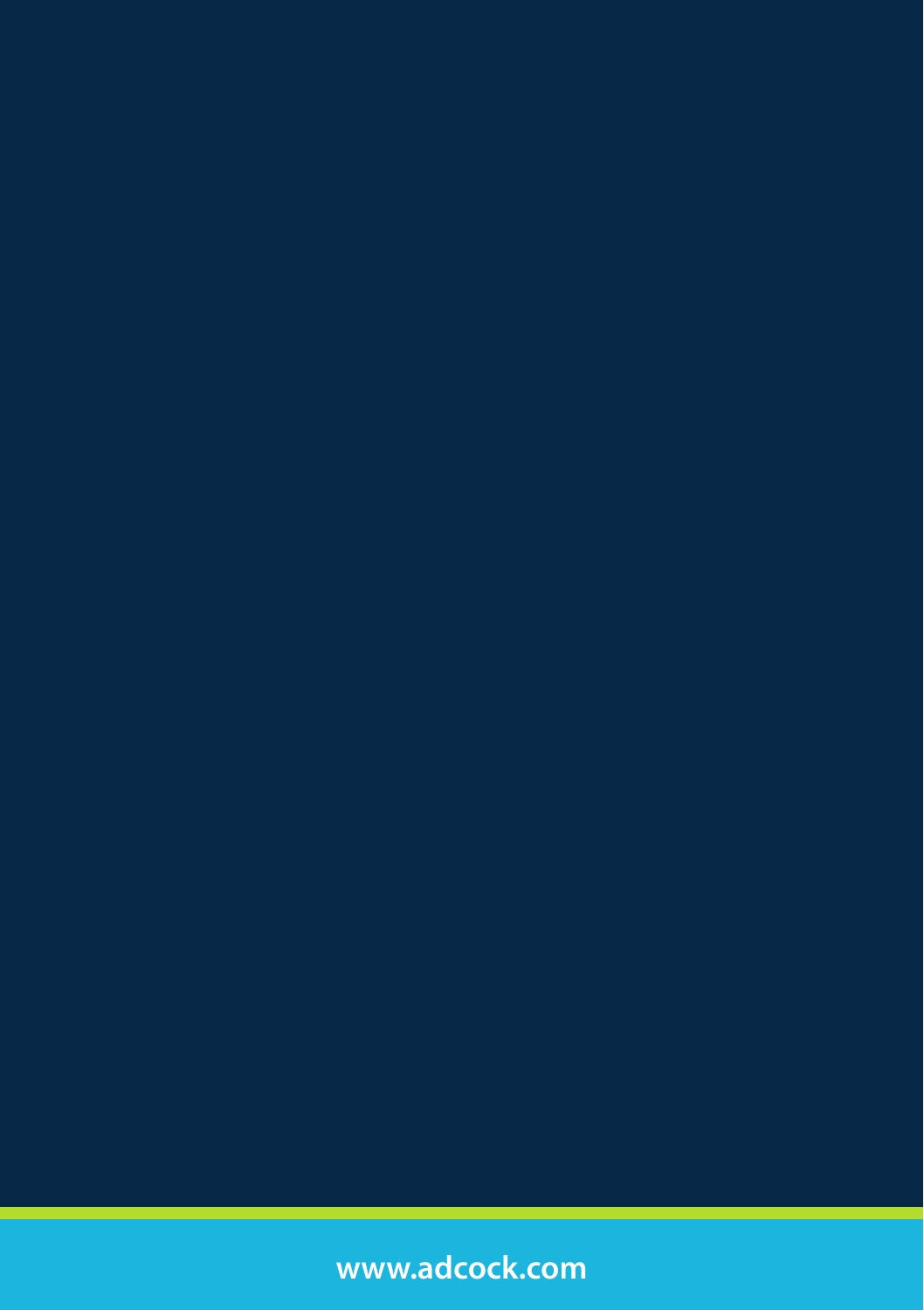www.adcock.com